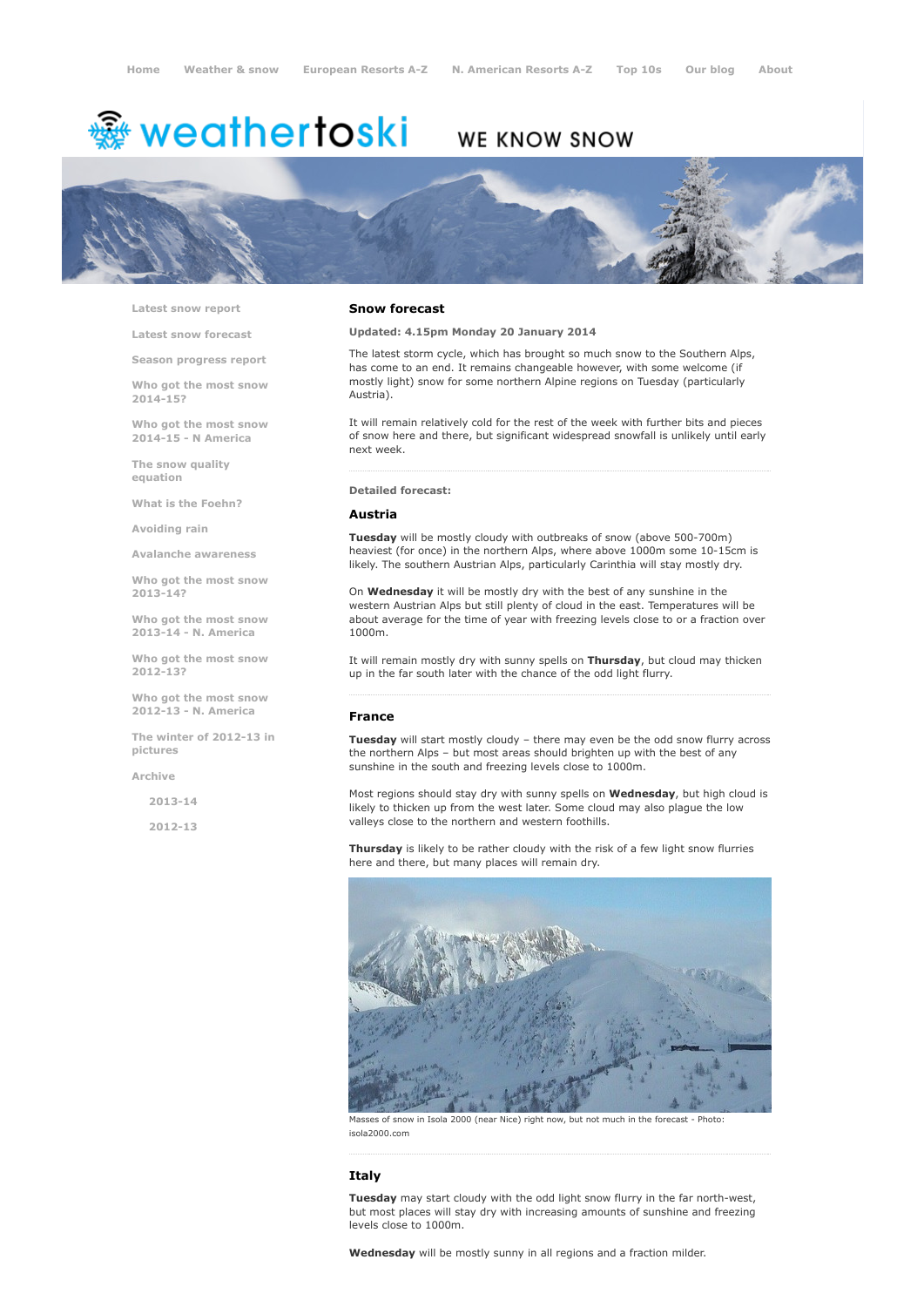Home | Weather & snow | European Resorts A-Z | N. American Resorts A-Z | Top 10s | Our blog | About

weathertoski WE KNOW SNOW

- Latest snow report
- Latest snow forecast
- Season progress report
- Who got the most snow 2014-15?
- Who got the most snow 2014-15 - N America
- The snow quality equation
- What is the Foehn?
- Avoiding rain
- Avalanche awareness
- Who got the most snow 2013-14?
- Who got the most snow 2013-14 - N. America
- Who got the most snow 2012-13?
- Who got the most snow 2012-13 - N. America
- The winter of 2012-13 in pictures
- Archive
  - 2013-14
  - 2012-13

## Snow forecast

**Updated: 4.15pm Monday 20 January 2014**

The latest storm cycle, which has brought so much snow to the Southern Alps, has come to an end. It remains changeable however, with some welcome (if mostly light) snow for some northern Alpine regions on Tuesday (particularly Austria).

It will remain relatively cold for the rest of the week with further bits and pieces of snow here and there, but significant widespread snowfall is unlikely until early next week.

**Detailed forecast:**

### Austria

**Tuesday** will be mostly cloudy with outbreaks of snow (above 500-700m) heaviest (for once) in the northern Alps, where above 1000m some 10-15cm is likely. The southern Austrian Alps, particularly Carinthia will stay mostly dry.

On **Wednesday** it will be mostly dry with the best of any sunshine in the western Austrian Alps but still plenty of cloud in the east. Temperatures will be about average for the time of year with freezing levels close to or a fraction over 1000m.

It will remain mostly dry with sunny spells on **Thursday**, but cloud may thicken up in the far south later with the chance of the odd light flurry.

### France

**Tuesday** will start mostly cloudy – there may even be the odd snow flurry across the northern Alps – but most areas should brighten up with the best of any sunshine in the south and freezing levels close to 1000m.

Most regions should stay dry with sunny spells on **Wednesday**, but high cloud is likely to thicken up from the west later. Some cloud may also plague the low valleys close to the northern and western foothills.

**Thursday** is likely to be rather cloudy with the risk of a few light snow flurries here and there, but many places will remain dry.

Masses of snow in Isola 2000 (near Nice) right now, but not much in the forecast - Photo: isola2000.com

### Italy

**Tuesday** may start cloudy with the odd light snow flurry in the far north-west, but most places will stay dry with increasing amounts of sunshine and freezing levels close to 1000m.

**Wednesday** will be mostly sunny in all regions and a fraction milder.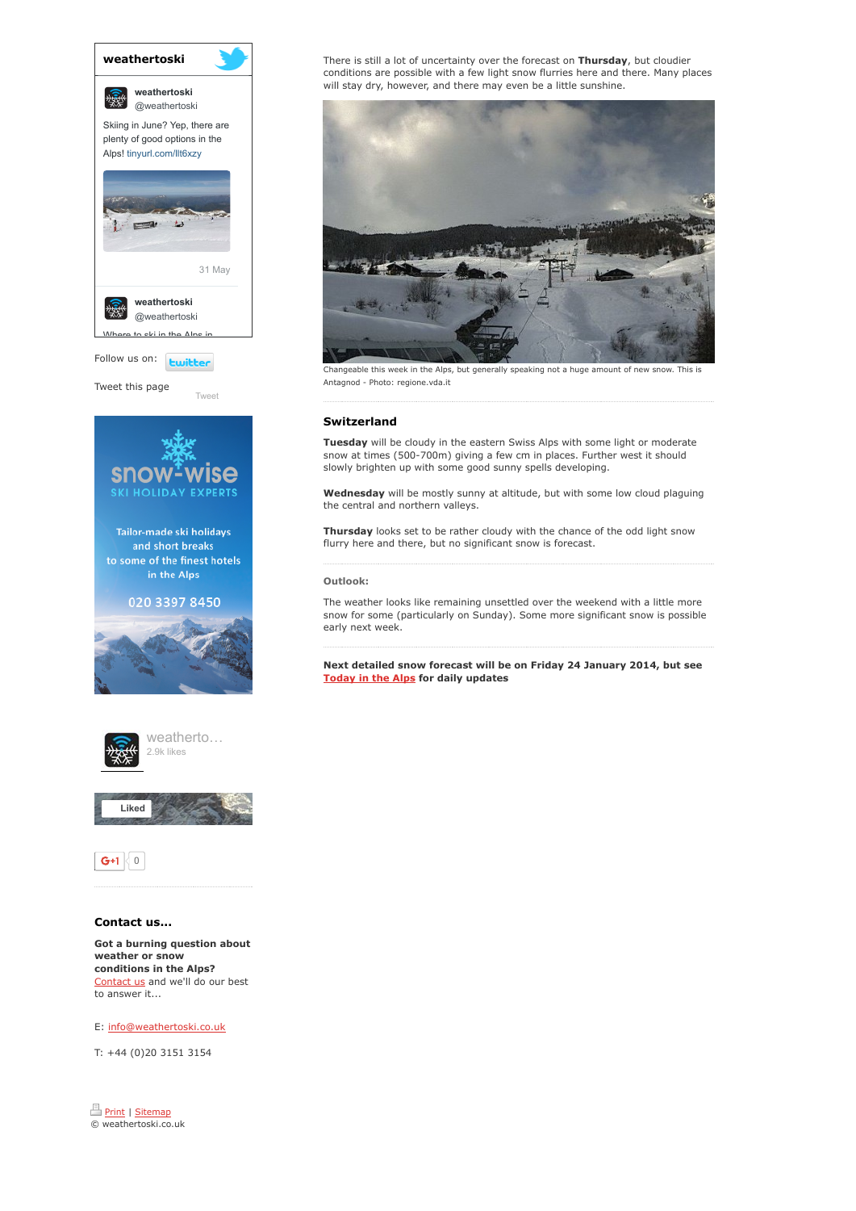There is still a lot of uncertainty over the forecast on **Thursday**, but cloudier conditions are possible with a few light snow flurries here and there. Many places will stay dry, however, and there may even be a little sunshine.

Changeable this week in the Alps, but generally speaking not a huge amount of new snow. This is Antagnod - Photo: regione.vda.it

## Switzerland

**Tuesday** will be cloudy in the eastern Swiss Alps with some light or moderate snow at times (500-700m) giving a few cm in places. Further west it should slowly brighten up with some good sunny spells developing.

**Wednesday** will be mostly sunny at altitude, but with some low cloud plaguing the central and northern valleys.

**Thursday** looks set to be rather cloudy with the chance of the odd light snow flurry here and there, but no significant snow is forecast.

**Outlook:**

The weather looks like remaining unsettled over the weekend with a little more snow for some (particularly on Sunday). Some more significant snow is possible early next week.

**Next detailed snow forecast will be on Friday 24 January 2014, but see Today in the Alps for daily updates**

weathertoski

weathertoski
@weathertoski

Skiing in June? Yep, there are plenty of good options in the Alps! tinyurl.com/llt6xzy

31 May

weathertoski
@weathertoski

Where to ski in the Alps in

Follow us on: twitter

Tweet this page

Tweet

snow-wise
SKI HOLIDAY EXPERTS

Tailor-made ski holidays and short breaks to some of the finest hotels in the Alps

020 3397 8450

weatherto...
2.9k likes

Liked

G+1 0

### Contact us...

**Got a burning question about weather or snow conditions in the Alps?**
Contact us and we'll do our best to answer it...

E: info@weathertoski.co.uk

T: +44 (0)20 3151 3154

Print | Sitemap
© weathertoski.co.uk